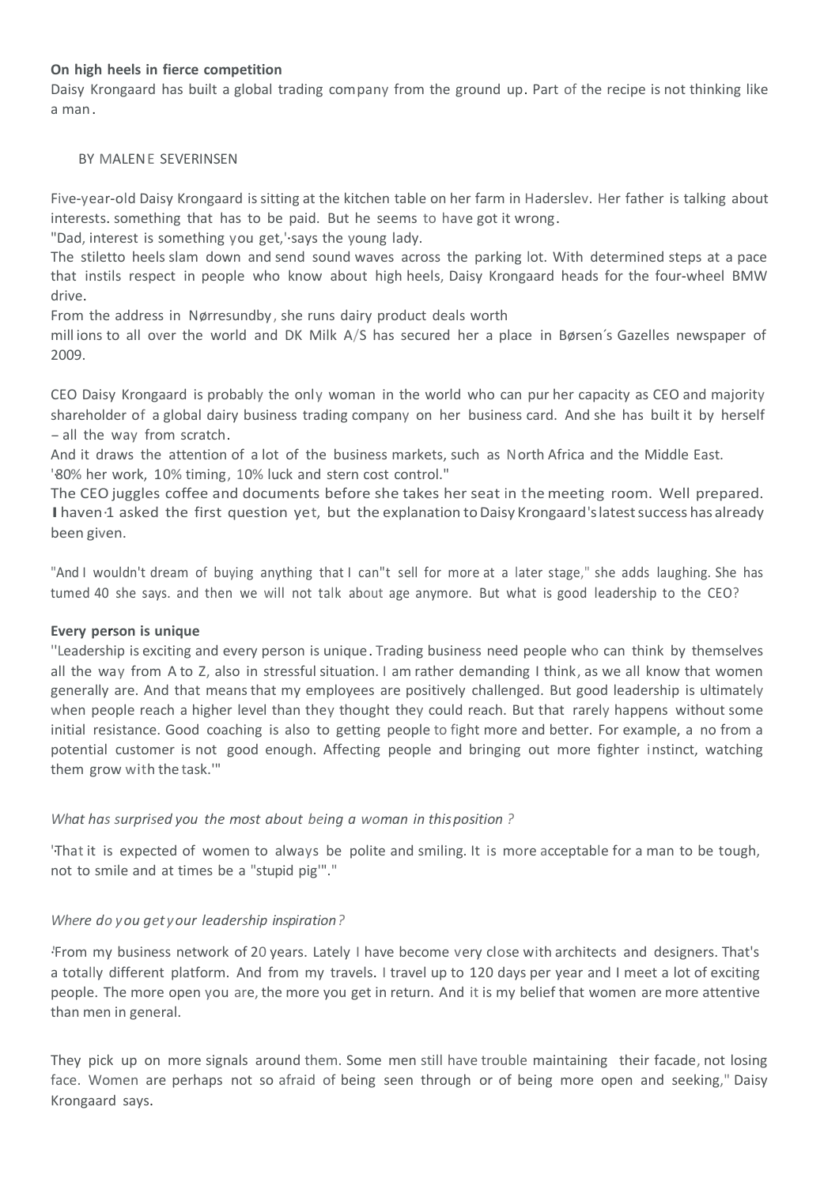**On high heels in fierce competition**

Daisy Krongaard has built a global trading company from the ground up. Part of the recipe is not thinking like a man.

BY MALENE SEVERINSEN

Five-year-old Daisy Krongaard is sitting at the kitchen table on her farm in Haderslev. Her father is talking about interests. something that has to be paid. But he seems to have got it wrong.

"Dad, interest is something you get,'·says the young lady.

The stiletto heels slam down and send sound waves across the parking lot. With determined steps at a pace that instils respect in people who know about high heels, Daisy Krongaard heads for the four-wheel BMW drive.

From the address in Nørresundby, she runs dairy product deals worth millions to all over the world and DK Milk A/S has secured her a place in Børsen´s Gazelles newspaper of 2009.

CEO Daisy Krongaard is probably the only woman in the world who can pur her capacity as CEO and majority shareholder of a global dairy business trading company on her business card. And she has built it by herself – all the way from scratch.

And it draws the attention of a lot of the business markets, such as North Africa and the Middle East.

'80% her work, 10% timing, 10% luck and stern cost control."

The CEO juggles coffee and documents before she takes her seat in the meeting room. Well prepared. I haven·1 asked the first question yet, but the explanation to Daisy Krongaard's latest success has already been given.

"And I wouldn't dream of buying anything that I can"t sell for more at a later stage," she adds laughing. She has tumed 40 she says. and then we will not talk about age anymore. But what is good leadership to the CEO?

**Every person is unique**

''Leadership is exciting and every person is unique. Trading business need people who can think by themselves all the way from A to Z, also in stressful situation. I am rather demanding I think, as we all know that women generally are. And that means that my employees are positively challenged. But good leadership is ultimately when people reach a higher level than they thought they could reach. But that rarely happens without some initial resistance. Good coaching is also to getting people to fight more and better. For example, a no from a potential customer is not good enough. Affecting people and bringing out more fighter instinct, watching them grow with the task.'"

*What has surprised you the most about being a woman in this position ?*

'That it is expected of women to always be polite and smiling. It is more acceptable for a man to be tough, not to smile and at times be a "stupid pig'"."

*Where do you get your leadership inspiration?*

'From my business network of 20 years. Lately I have become very close with architects and designers. That's a totally different platform. And from my travels. I travel up to 120 days per year and I meet a lot of exciting people. The more open you are, the more you get in return. And it is my belief that women are more attentive than men in general.

They pick up on more signals around them. Some men still have trouble maintaining their facade, not losing face. Women are perhaps not so afraid of being seen through or of being more open and seeking," Daisy Krongaard says.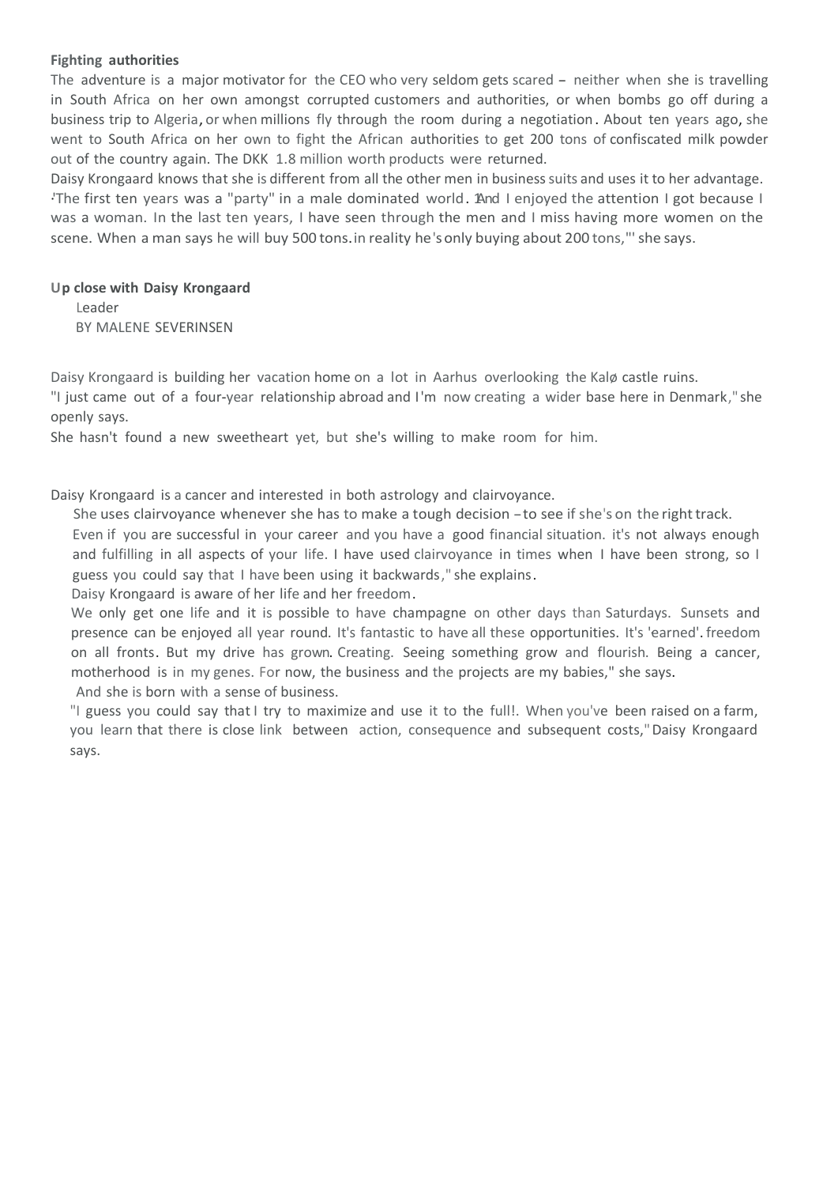**Fighting authorities**

The adventure is a major motivator for the CEO who very seldom gets scared – neither when she is travelling in South Africa on her own amongst corrupted customers and authorities, or when bombs go off during a business trip to Algeria, or when millions fly through the room during a negotiation. About ten years ago, she went to South Africa on her own to fight the African authorities to get 200 tons of confiscated milk powder out of the country again. The DKK 1.8 million worth products were returned.

Daisy Krongaard knows that she is different from all the other men in business suits and uses it to her advantage. "The first ten years was a "party" in a male dominated world. And I enjoyed the attention I got because I was a woman. In the last ten years, I have seen through the men and I miss having more women on the scene. When a man says he will buy 500 tons. in reality he's only buying about 200 tons,"' she says.

**Up close with Daisy Krongaard**

Leader

BY MALENE SEVERINSEN

Daisy Krongaard is building her vacation home on a lot in Aarhus overlooking the Kalø castle ruins.

"I just came out of a four-year relationship abroad and I'm now creating a wider base here in Denmark," she openly says.

She hasn't found a new sweetheart yet, but she's willing to make room for him.

Daisy Krongaard is a cancer and interested in both astrology and clairvoyance.

She uses clairvoyance whenever she has to make a tough decision – to see if she's on the right track. Even if you are successful in your career and you have a good financial situation. it's not always enough and fulfilling in all aspects of your life. I have used clairvoyance in times when I have been strong, so I guess you could say that I have been using it backwards," she explains.

Daisy Krongaard is aware of her life and her freedom.

We only get one life and it is possible to have champagne on other days than Saturdays. Sunsets and presence can be enjoyed all year round. It's fantastic to have all these opportunities. It's 'earned'. freedom on all fronts. But my drive has grown. Creating. Seeing something grow and flourish. Being a cancer, motherhood is in my genes. For now, the business and the projects are my babies," she says.

And she is born with a sense of business.

"I guess you could say that I try to maximize and use it to the full!. When you've been raised on a farm, you learn that there is close link between action, consequence and subsequent costs," Daisy Krongaard says.